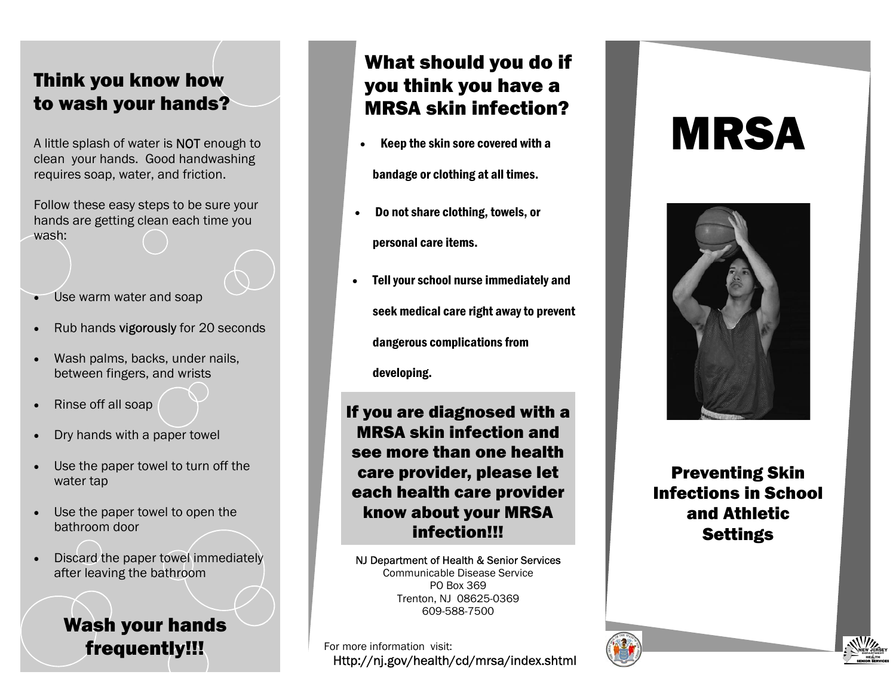## Think you know how to wash your hands?

A little splash of water is NOT enough to clean your hands. Good handwashing requires soap, water, and friction.

Follow these easy steps to be sure your hands are getting clean each time you wash:

- Use warm water and soap
- Rub hands vigorously for 20 seconds
- Wash palms, backs, under nails, between fingers, and wrists
- Rinse off all soap
- Dry hands with a paper towel
- Use the paper towel to turn off the water tap
- Use the paper towel to open the bathroom door
- Discard the paper towel immediately after leaving the bathroom

### Wash your hands frequently!!!

## What should you do if you think you have a MRSA skin infection?

- **Keep the skin sore covered with a bandage or clothing at all times.**
- **Do not share clothing, towels, or personal care items.**
- **Tell your school nurse immediately and seek medical care right away to prevent dangerous complications from developing.**

**If you are diagnosed with a MRSA skin infection and see more than one health care provider, please let each health care provider know about your MRSA infection!!!**

NJ Department of Health & Senior Services
Communicable Disease Service
PO Box 369
Trenton, NJ 08625-0369
609-588-7500

For more information visit:
Http://nj.gov/health/cd/mrsa/index.shtml

# MRSA

## Preventing Skin Infections in School and Athletic Settings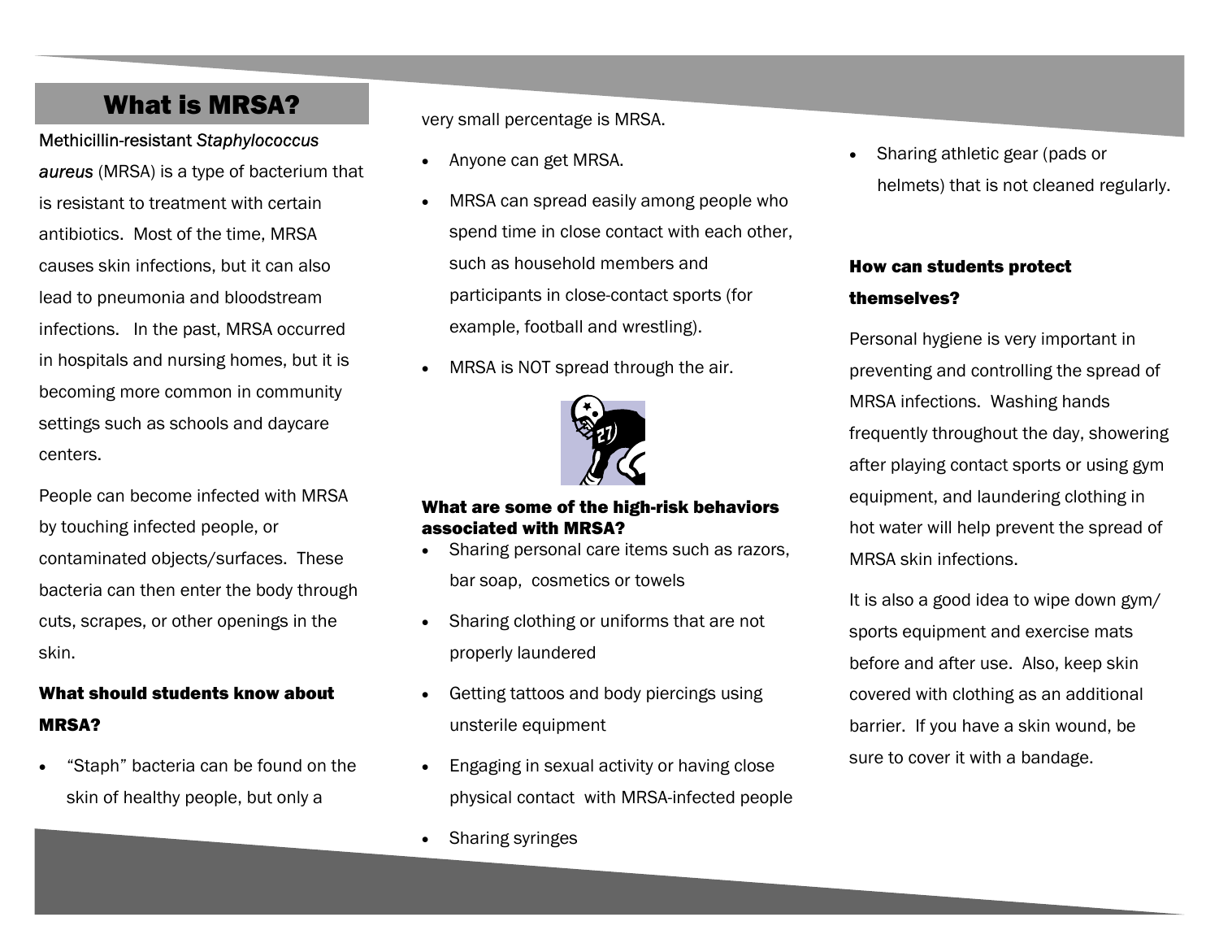# What is MRSA?

Methicillin-resistant *Staphylococcus aureus* (MRSA) is a type of bacterium that is resistant to treatment with certain antibiotics. Most of the time, MRSA causes skin infections, but it can also lead to pneumonia and bloodstream infections. In the past, MRSA occurred in hospitals and nursing homes, but it is becoming more common in community settings such as schools and daycare centers.

People can become infected with MRSA by touching infected people, or contaminated objects/surfaces. These bacteria can then enter the body through cuts, scrapes, or other openings in the skin.

### What should students know about MRSA?

- "Staph" bacteria can be found on the skin of healthy people, but only a very small percentage is MRSA.
- Anyone can get MRSA.
- MRSA can spread easily among people who spend time in close contact with each other, such as household members and participants in close-contact sports (for example, football and wrestling).
- MRSA is NOT spread through the air.

### What are some of the high-risk behaviors associated with MRSA?

- Sharing personal care items such as razors, bar soap, cosmetics or towels
- Sharing clothing or uniforms that are not properly laundered
- Getting tattoos and body piercings using unsterile equipment
- Engaging in sexual activity or having close physical contact with MRSA-infected people
- Sharing syringes
- Sharing athletic gear (pads or helmets) that is not cleaned regularly.

### How can students protect themselves?

Personal hygiene is very important in preventing and controlling the spread of MRSA infections. Washing hands frequently throughout the day, showering after playing contact sports or using gym equipment, and laundering clothing in hot water will help prevent the spread of MRSA skin infections.

It is also a good idea to wipe down gym/ sports equipment and exercise mats before and after use. Also, keep skin covered with clothing as an additional barrier. If you have a skin wound, be sure to cover it with a bandage.